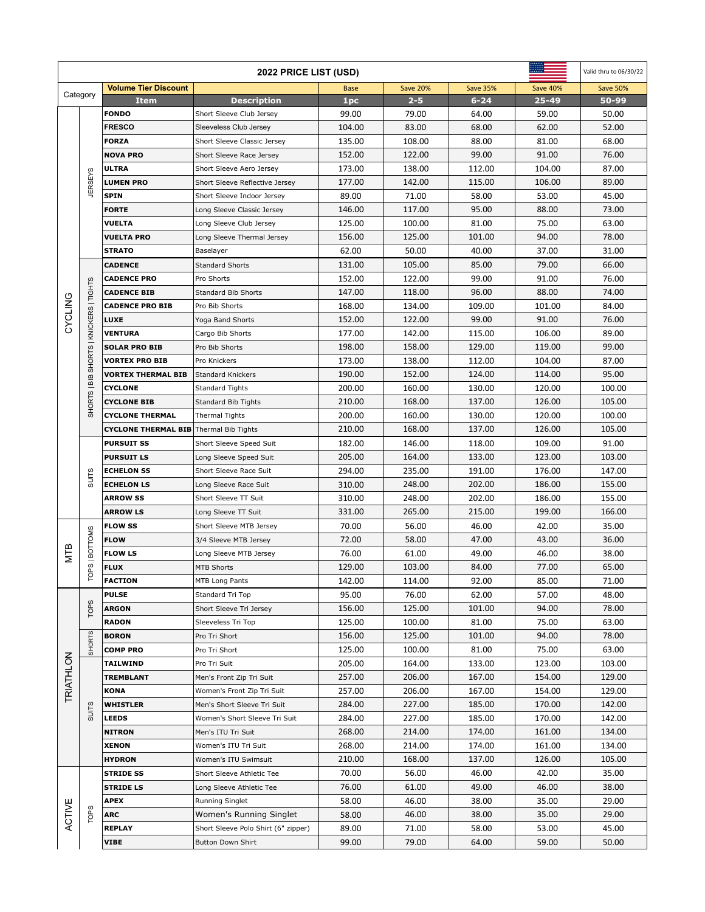## 2022 PRICE LIST (USD)

Valid thru to 06/30/22

| Category | | Item | Description | Base | Save 20% | Save 35% | Save 40% | Save 50% |
|---|---|---|---|---|---|---|---|---|
| | | **Volume Tier Discount** | | 1pc | 2-5 | 6-24 | 25-49 | 50-99 |
| CYCLING | JERSEYS | **FONDO** | Short Sleeve Club Jersey | 99.00 | 79.00 | 64.00 | 59.00 | 50.00 |
| CYCLING | JERSEYS | **FRESCO** | Sleeveless Club Jersey | 104.00 | 83.00 | 68.00 | 62.00 | 52.00 |
| CYCLING | JERSEYS | **FORZA** | Short Sleeve Classic Jersey | 135.00 | 108.00 | 88.00 | 81.00 | 68.00 |
| CYCLING | JERSEYS | **NOVA PRO** | Short Sleeve Race Jersey | 152.00 | 122.00 | 99.00 | 91.00 | 76.00 |
| CYCLING | JERSEYS | **ULTRA** | Short Sleeve Aero Jersey | 173.00 | 138.00 | 112.00 | 104.00 | 87.00 |
| CYCLING | JERSEYS | **LUMEN PRO** | Short Sleeve Reflective Jersey | 177.00 | 142.00 | 115.00 | 106.00 | 89.00 |
| CYCLING | JERSEYS | **SPIN** | Short Sleeve Indoor Jersey | 89.00 | 71.00 | 58.00 | 53.00 | 45.00 |
| CYCLING | JERSEYS | **FORTE** | Long Sleeve Classic Jersey | 146.00 | 117.00 | 95.00 | 88.00 | 73.00 |
| CYCLING | JERSEYS | **VUELTA** | Long Sleeve Club Jersey | 125.00 | 100.00 | 81.00 | 75.00 | 63.00 |
| CYCLING | JERSEYS | **VUELTA PRO** | Long Sleeve Thermal Jersey | 156.00 | 125.00 | 101.00 | 94.00 | 78.00 |
| CYCLING | JERSEYS | **STRATO** | Baselayer | 62.00 | 50.00 | 40.00 | 37.00 | 31.00 |
| CYCLING | SHORTS \| BIB SHORTS \| KNICKERS \| TIGHTS | **CADENCE** | Standard Shorts | 131.00 | 105.00 | 85.00 | 79.00 | 66.00 |
| CYCLING | SHORTS \| BIB SHORTS \| KNICKERS \| TIGHTS | **CADENCE PRO** | Pro Shorts | 152.00 | 122.00 | 99.00 | 91.00 | 76.00 |
| CYCLING | SHORTS \| BIB SHORTS \| KNICKERS \| TIGHTS | **CADENCE BIB** | Standard Bib Shorts | 147.00 | 118.00 | 96.00 | 88.00 | 74.00 |
| CYCLING | SHORTS \| BIB SHORTS \| KNICKERS \| TIGHTS | **CADENCE PRO BIB** | Pro Bib Shorts | 168.00 | 134.00 | 109.00 | 101.00 | 84.00 |
| CYCLING | SHORTS \| BIB SHORTS \| KNICKERS \| TIGHTS | **LUXE** | Yoga Band Shorts | 152.00 | 122.00 | 99.00 | 91.00 | 76.00 |
| CYCLING | SHORTS \| BIB SHORTS \| KNICKERS \| TIGHTS | **VENTURA** | Cargo Bib Shorts | 177.00 | 142.00 | 115.00 | 106.00 | 89.00 |
| CYCLING | SHORTS \| BIB SHORTS \| KNICKERS \| TIGHTS | **SOLAR PRO BIB** | Pro Bib Shorts | 198.00 | 158.00 | 129.00 | 119.00 | 99.00 |
| CYCLING | SHORTS \| BIB SHORTS \| KNICKERS \| TIGHTS | **VORTEX PRO BIB** | Pro Knickers | 173.00 | 138.00 | 112.00 | 104.00 | 87.00 |
| CYCLING | SHORTS \| BIB SHORTS \| KNICKERS \| TIGHTS | **VORTEX THERMAL BIB** | Standard Knickers | 190.00 | 152.00 | 124.00 | 114.00 | 95.00 |
| CYCLING | SHORTS \| BIB SHORTS \| KNICKERS \| TIGHTS | **CYCLONE** | Standard Tights | 200.00 | 160.00 | 130.00 | 120.00 | 100.00 |
| CYCLING | SHORTS \| BIB SHORTS \| KNICKERS \| TIGHTS | **CYCLONE BIB** | Standard Bib Tights | 210.00 | 168.00 | 137.00 | 126.00 | 105.00 |
| CYCLING | SHORTS \| BIB SHORTS \| KNICKERS \| TIGHTS | **CYCLONE THERMAL** | Thermal Tights | 200.00 | 160.00 | 130.00 | 120.00 | 100.00 |
| CYCLING | SHORTS \| BIB SHORTS \| KNICKERS \| TIGHTS | **CYCLONE THERMAL BIB** | Thermal Bib Tights | 210.00 | 168.00 | 137.00 | 126.00 | 105.00 |
| CYCLING | SUITS | **PURSUIT SS** | Short Sleeve Speed Suit | 182.00 | 146.00 | 118.00 | 109.00 | 91.00 |
| CYCLING | SUITS | **PURSUIT LS** | Long Sleeve Speed Suit | 205.00 | 164.00 | 133.00 | 123.00 | 103.00 |
| CYCLING | SUITS | **ECHELON SS** | Short Sleeve Race Suit | 294.00 | 235.00 | 191.00 | 176.00 | 147.00 |
| CYCLING | SUITS | **ECHELON LS** | Long Sleeve Race Suit | 310.00 | 248.00 | 202.00 | 186.00 | 155.00 |
| CYCLING | SUITS | **ARROW SS** | Short Sleeve TT Suit | 310.00 | 248.00 | 202.00 | 186.00 | 155.00 |
| CYCLING | SUITS | **ARROW LS** | Long Sleeve TT Suit | 331.00 | 265.00 | 215.00 | 199.00 | 166.00 |
| MTB | TOPS \| BOTTOMS | **FLOW SS** | Short Sleeve MTB Jersey | 70.00 | 56.00 | 46.00 | 42.00 | 35.00 |
| MTB | TOPS \| BOTTOMS | **FLOW** | 3/4 Sleeve MTB Jersey | 72.00 | 58.00 | 47.00 | 43.00 | 36.00 |
| MTB | TOPS \| BOTTOMS | **FLOW LS** | Long Sleeve MTB Jersey | 76.00 | 61.00 | 49.00 | 46.00 | 38.00 |
| MTB | TOPS \| BOTTOMS | **FLUX** | MTB Shorts | 129.00 | 103.00 | 84.00 | 77.00 | 65.00 |
| MTB | TOPS \| BOTTOMS | **FACTION** | MTB Long Pants | 142.00 | 114.00 | 92.00 | 85.00 | 71.00 |
| TRIATHLON | TOPS | **PULSE** | Standard Tri Top | 95.00 | 76.00 | 62.00 | 57.00 | 48.00 |
| TRIATHLON | TOPS | **ARGON** | Short Sleeve Tri Jersey | 156.00 | 125.00 | 101.00 | 94.00 | 78.00 |
| TRIATHLON | TOPS | **RADON** | Sleeveless Tri Top | 125.00 | 100.00 | 81.00 | 75.00 | 63.00 |
| TRIATHLON | SHORTS | **BORON** | Pro Tri Short | 156.00 | 125.00 | 101.00 | 94.00 | 78.00 |
| TRIATHLON | SHORTS | **COMP PRO** | Pro Tri Short | 125.00 | 100.00 | 81.00 | 75.00 | 63.00 |
| TRIATHLON | SUITS | **TAILWIND** | Pro Tri Suit | 205.00 | 164.00 | 133.00 | 123.00 | 103.00 |
| TRIATHLON | SUITS | **TREMBLANT** | Men's Front Zip Tri Suit | 257.00 | 206.00 | 167.00 | 154.00 | 129.00 |
| TRIATHLON | SUITS | **KONA** | Women's Front Zip Tri Suit | 257.00 | 206.00 | 167.00 | 154.00 | 129.00 |
| TRIATHLON | SUITS | **WHISTLER** | Men's Short Sleeve Tri Suit | 284.00 | 227.00 | 185.00 | 170.00 | 142.00 |
| TRIATHLON | SUITS | **LEEDS** | Women's Short Sleeve Tri Suit | 284.00 | 227.00 | 185.00 | 170.00 | 142.00 |
| TRIATHLON | SUITS | **NITRON** | Men's ITU Tri Suit | 268.00 | 214.00 | 174.00 | 161.00 | 134.00 |
| TRIATHLON | SUITS | **XENON** | Women's ITU Tri Suit | 268.00 | 214.00 | 174.00 | 161.00 | 134.00 |
| TRIATHLON | SUITS | **HYDRON** | Women's ITU Swimsuit | 210.00 | 168.00 | 137.00 | 126.00 | 105.00 |
| ACTIVE | TOPS | **STRIDE SS** | Short Sleeve Athletic Tee | 70.00 | 56.00 | 46.00 | 42.00 | 35.00 |
| ACTIVE | TOPS | **STRIDE LS** | Long Sleeve Athletic Tee | 76.00 | 61.00 | 49.00 | 46.00 | 38.00 |
| ACTIVE | TOPS | **APEX** | Running Singlet | 58.00 | 46.00 | 38.00 | 35.00 | 29.00 |
| ACTIVE | TOPS | **ARC** | Women's Running Singlet | 58.00 | 46.00 | 38.00 | 35.00 | 29.00 |
| ACTIVE | TOPS | **REPLAY** | Short Sleeve Polo Shirt (6" zipper) | 89.00 | 71.00 | 58.00 | 53.00 | 45.00 |
| ACTIVE | TOPS | **VIBE** | Button Down Shirt | 99.00 | 79.00 | 64.00 | 59.00 | 50.00 |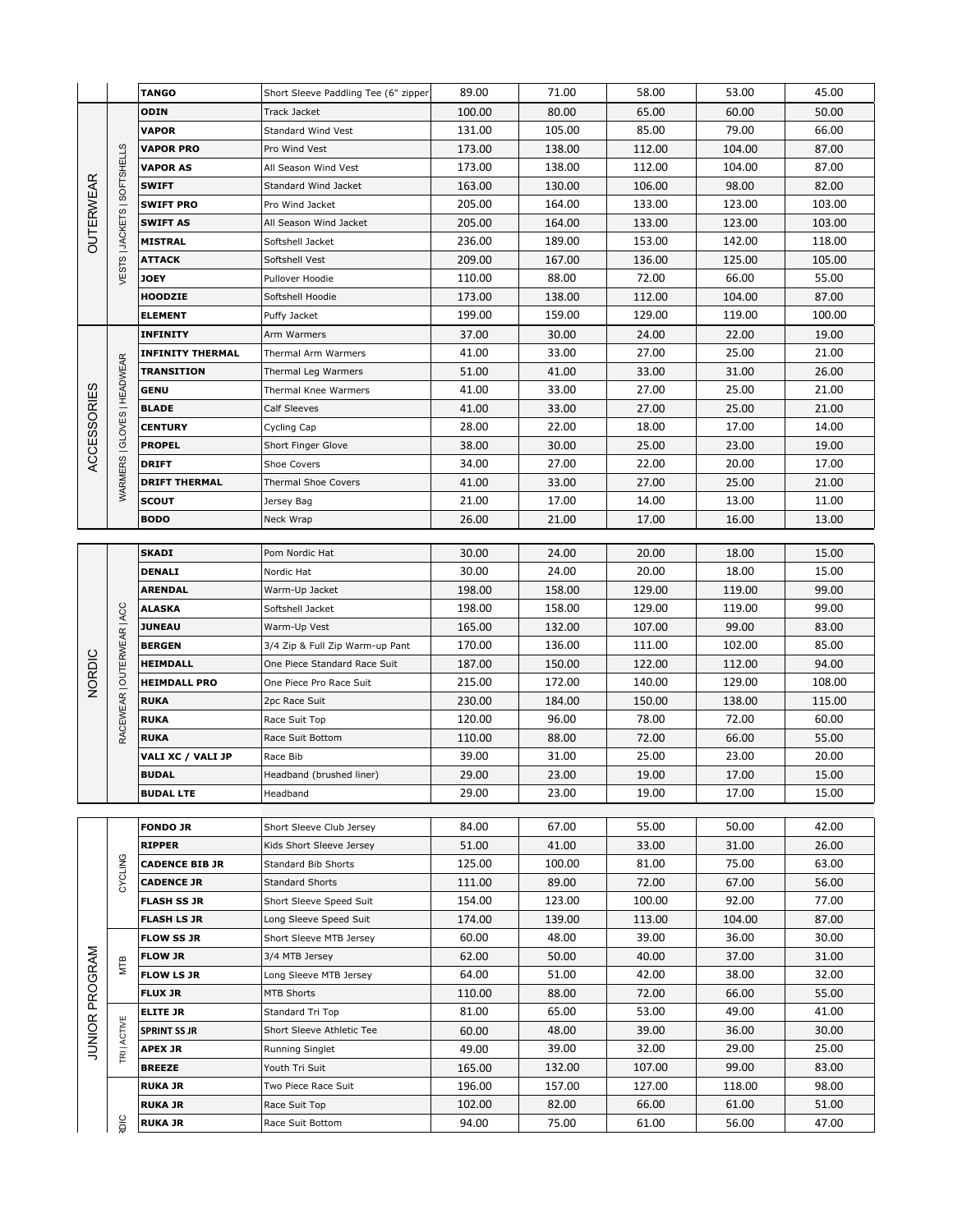| Category | Subcategory | Product | Description | Price 1 | Price 2 | Price 3 | Price 4 | Price 5 |
|---|---|---|---|---|---|---|---|---|
| | | **TANGO** | Short Sleeve Paddling Tee (6" zipper) | 89.00 | 71.00 | 58.00 | 53.00 | 45.00 |
| OUTERWEAR | VESTS \| JACKETS \| SOFTSHELLS | **ODIN** | Track Jacket | 100.00 | 80.00 | 65.00 | 60.00 | 50.00 |
| | | **VAPOR** | Standard Wind Vest | 131.00 | 105.00 | 85.00 | 79.00 | 66.00 |
| | | **VAPOR PRO** | Pro Wind Vest | 173.00 | 138.00 | 112.00 | 104.00 | 87.00 |
| | | **VAPOR AS** | All Season Wind Vest | 173.00 | 138.00 | 112.00 | 104.00 | 87.00 |
| | | **SWIFT** | Standard Wind Jacket | 163.00 | 130.00 | 106.00 | 98.00 | 82.00 |
| | | **SWIFT PRO** | Pro Wind Jacket | 205.00 | 164.00 | 133.00 | 123.00 | 103.00 |
| | | **SWIFT AS** | All Season Wind Jacket | 205.00 | 164.00 | 133.00 | 123.00 | 103.00 |
| | | **MISTRAL** | Softshell Jacket | 236.00 | 189.00 | 153.00 | 142.00 | 118.00 |
| | | **ATTACK** | Softshell Vest | 209.00 | 167.00 | 136.00 | 125.00 | 105.00 |
| | | **JOEY** | Pullover Hoodie | 110.00 | 88.00 | 72.00 | 66.00 | 55.00 |
| | | **HOODZIE** | Softshell Hoodie | 173.00 | 138.00 | 112.00 | 104.00 | 87.00 |
| | | **ELEMENT** | Puffy Jacket | 199.00 | 159.00 | 129.00 | 119.00 | 100.00 |
| ACCESSORIES | WARMERS \| GLOVES \| HEADWEAR | **INFINITY** | Arm Warmers | 37.00 | 30.00 | 24.00 | 22.00 | 19.00 |
| | | **INFINITY THERMAL** | Thermal Arm Warmers | 41.00 | 33.00 | 27.00 | 25.00 | 21.00 |
| | | **TRANSITION** | Thermal Leg Warmers | 51.00 | 41.00 | 33.00 | 31.00 | 26.00 |
| | | **GENU** | Thermal Knee Warmers | 41.00 | 33.00 | 27.00 | 25.00 | 21.00 |
| | | **BLADE** | Calf Sleeves | 41.00 | 33.00 | 27.00 | 25.00 | 21.00 |
| | | **CENTURY** | Cycling Cap | 28.00 | 22.00 | 18.00 | 17.00 | 14.00 |
| | | **PROPEL** | Short Finger Glove | 38.00 | 30.00 | 25.00 | 23.00 | 19.00 |
| | | **DRIFT** | Shoe Covers | 34.00 | 27.00 | 22.00 | 20.00 | 17.00 |
| | | **DRIFT THERMAL** | Thermal Shoe Covers | 41.00 | 33.00 | 27.00 | 25.00 | 21.00 |
| | | **SCOUT** | Jersey Bag | 21.00 | 17.00 | 14.00 | 13.00 | 11.00 |
| | | **BODO** | Neck Wrap | 26.00 | 21.00 | 17.00 | 16.00 | 13.00 |
| NORDIC | RACEWEAR \| OUTERWEAR \| ACC | **SKADI** | Pom Nordic Hat | 30.00 | 24.00 | 20.00 | 18.00 | 15.00 |
| | | **DENALI** | Nordic Hat | 30.00 | 24.00 | 20.00 | 18.00 | 15.00 |
| | | **ARENDAL** | Warm-Up Jacket | 198.00 | 158.00 | 129.00 | 119.00 | 99.00 |
| | | **ALASKA** | Softshell Jacket | 198.00 | 158.00 | 129.00 | 119.00 | 99.00 |
| | | **JUNEAU** | Warm-Up Vest | 165.00 | 132.00 | 107.00 | 99.00 | 83.00 |
| | | **BERGEN** | 3/4 Zip & Full Zip Warm-up Pant | 170.00 | 136.00 | 111.00 | 102.00 | 85.00 |
| | | **HEIMDALL** | One Piece Standard Race Suit | 187.00 | 150.00 | 122.00 | 112.00 | 94.00 |
| | | **HEIMDALL PRO** | One Piece Pro Race Suit | 215.00 | 172.00 | 140.00 | 129.00 | 108.00 |
| | | **RUKA** | 2pc Race Suit | 230.00 | 184.00 | 150.00 | 138.00 | 115.00 |
| | | **RUKA** | Race Suit Top | 120.00 | 96.00 | 78.00 | 72.00 | 60.00 |
| | | **RUKA** | Race Suit Bottom | 110.00 | 88.00 | 72.00 | 66.00 | 55.00 |
| | | **VALI XC / VALI JP** | Race Bib | 39.00 | 31.00 | 25.00 | 23.00 | 20.00 |
| | | **BUDAL** | Headband (brushed liner) | 29.00 | 23.00 | 19.00 | 17.00 | 15.00 |
| | | **BUDAL LTE** | Headband | 29.00 | 23.00 | 19.00 | 17.00 | 15.00 |
| JUNIOR PROGRAM | CYCLING | **FONDO JR** | Short Sleeve Club Jersey | 84.00 | 67.00 | 55.00 | 50.00 | 42.00 |
| | | **RIPPER** | Kids Short Sleeve Jersey | 51.00 | 41.00 | 33.00 | 31.00 | 26.00 |
| | | **CADENCE BIB JR** | Standard Bib Shorts | 125.00 | 100.00 | 81.00 | 75.00 | 63.00 |
| | | **CADENCE JR** | Standard Shorts | 111.00 | 89.00 | 72.00 | 67.00 | 56.00 |
| | | **FLASH SS JR** | Short Sleeve Speed Suit | 154.00 | 123.00 | 100.00 | 92.00 | 77.00 |
| | | **FLASH LS JR** | Long Sleeve Speed Suit | 174.00 | 139.00 | 113.00 | 104.00 | 87.00 |
| | MTB | **FLOW SS JR** | Short Sleeve MTB Jersey | 60.00 | 48.00 | 39.00 | 36.00 | 30.00 |
| | | **FLOW JR** | 3/4 MTB Jersey | 62.00 | 50.00 | 40.00 | 37.00 | 31.00 |
| | | **FLOW LS JR** | Long Sleeve MTB Jersey | 64.00 | 51.00 | 42.00 | 38.00 | 32.00 |
| | | **FLUX JR** | MTB Shorts | 110.00 | 88.00 | 72.00 | 66.00 | 55.00 |
| | TRI \| ACTIVE | **ELITE JR** | Standard Tri Top | 81.00 | 65.00 | 53.00 | 49.00 | 41.00 |
| | | **SPRINT SS JR** | Short Sleeve Athletic Tee | 60.00 | 48.00 | 39.00 | 36.00 | 30.00 |
| | | **APEX JR** | Running Singlet | 49.00 | 39.00 | 32.00 | 29.00 | 25.00 |
| | | **BREEZE** | Youth Tri Suit | 165.00 | 132.00 | 107.00 | 99.00 | 83.00 |
| | NORDIC | **RUKA JR** | Two Piece Race Suit | 196.00 | 157.00 | 127.00 | 118.00 | 98.00 |
| | | **RUKA JR** | Race Suit Top | 102.00 | 82.00 | 66.00 | 61.00 | 51.00 |
| | | **RUKA JR** | Race Suit Bottom | 94.00 | 75.00 | 61.00 | 56.00 | 47.00 |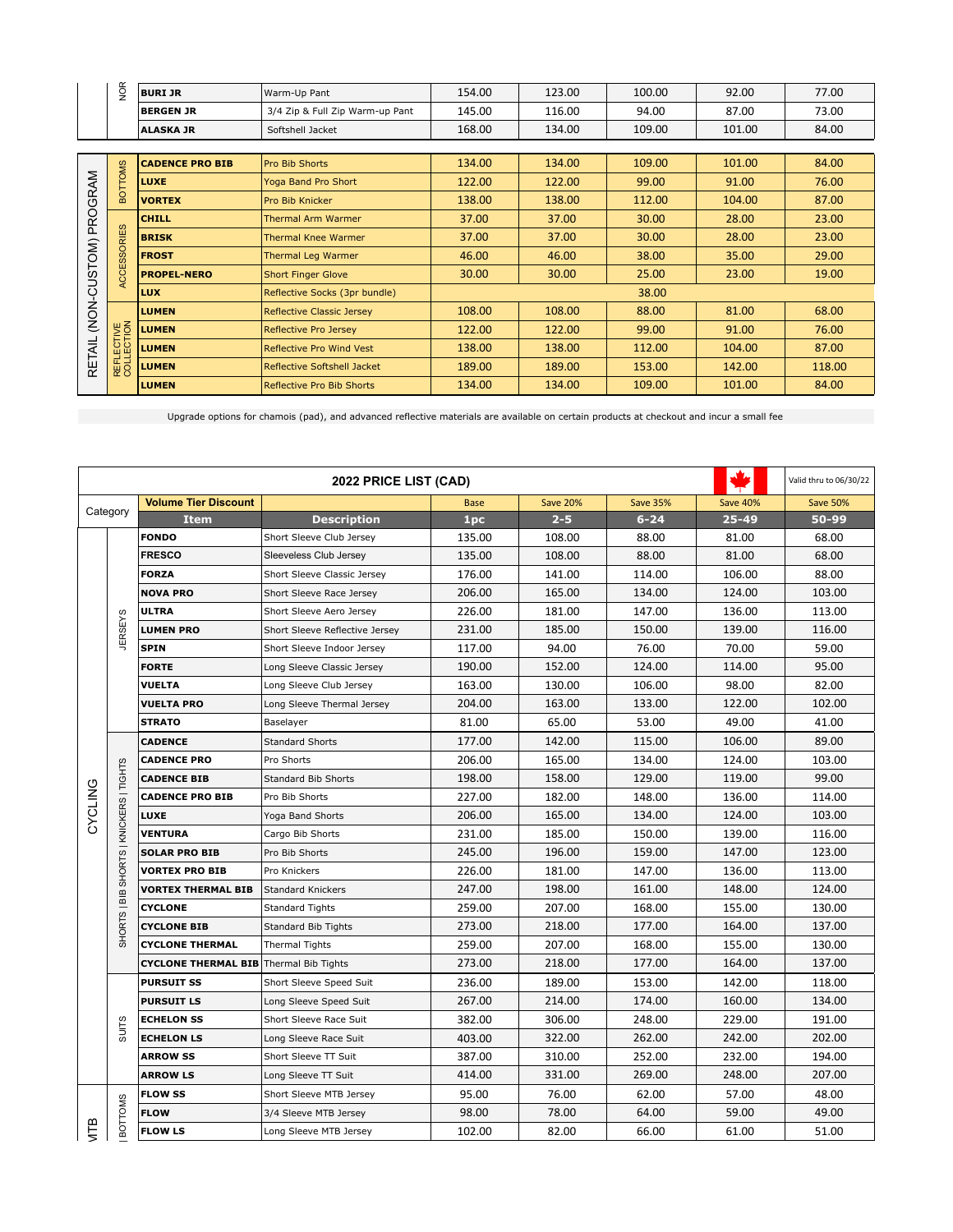| | | Item | Description | 1pc | 2-5 | 6-24 | 25-49 | 50-99 |
|---|---|---|---|---|---|---|---|---|
| | NOR | BURI JR | Warm-Up Pant | 154.00 | 123.00 | 100.00 | 92.00 | 77.00 |
| | | BERGEN JR | 3/4 Zip & Full Zip Warm-up Pant | 145.00 | 116.00 | 94.00 | 87.00 | 73.00 |
| | | ALASKA JR | Softshell Jacket | 168.00 | 134.00 | 109.00 | 101.00 | 84.00 |

| | | Item | Description | 1pc | 2-5 | 6-24 | 25-49 | 50-99 |
|---|---|---|---|---|---|---|---|---|
| RETAIL (NON-CUSTOM) PROGRAM | BOTTOMS | CADENCE PRO BIB | Pro Bib Shorts | 134.00 | 134.00 | 109.00 | 101.00 | 84.00 |
| | | LUXE | Yoga Band Pro Short | 122.00 | 122.00 | 99.00 | 91.00 | 76.00 |
| | | VORTEX | Pro Bib Knicker | 138.00 | 138.00 | 112.00 | 104.00 | 87.00 |
| | ACCESSORIES | CHILL | Thermal Arm Warmer | 37.00 | 37.00 | 30.00 | 28.00 | 23.00 |
| | | BRISK | Thermal Knee Warmer | 37.00 | 37.00 | 30.00 | 28.00 | 23.00 |
| | | FROST | Thermal Leg Warmer | 46.00 | 46.00 | 38.00 | 35.00 | 29.00 |
| | | PROPEL-NERO | Short Finger Glove | 30.00 | 30.00 | 25.00 | 23.00 | 19.00 |
| | | LUX | Reflective Socks (3pr bundle) | | | 38.00 | | |
| | REFLECTIVE COLLECTION | LUMEN | Reflective Classic Jersey | 108.00 | 108.00 | 88.00 | 81.00 | 68.00 |
| | | LUMEN | Reflective Pro Jersey | 122.00 | 122.00 | 99.00 | 91.00 | 76.00 |
| | | LUMEN | Reflective Pro Wind Vest | 138.00 | 138.00 | 112.00 | 104.00 | 87.00 |
| | | LUMEN | Reflective Softshell Jacket | 189.00 | 189.00 | 153.00 | 142.00 | 118.00 |
| | | LUMEN | Reflective Pro Bib Shorts | 134.00 | 134.00 | 109.00 | 101.00 | 84.00 |

Upgrade options for chamois (pad), and advanced reflective materials are available on certain products at checkout and incur a small fee

## 2022 PRICE LIST (CAD)

Valid thru to 06/30/22

| Category | | Volume Tier Discount | | Base | Save 20% | Save 35% | Save 40% | Save 50% |
|---|---|---|---|---|---|---|---|---|
| | | Item | Description | 1pc | 2-5 | 6-24 | 25-49 | 50-99 |
| CYCLING | JERSEYS | FONDO | Short Sleeve Club Jersey | 135.00 | 108.00 | 88.00 | 81.00 | 68.00 |
| | | FRESCO | Sleeveless Club Jersey | 135.00 | 108.00 | 88.00 | 81.00 | 68.00 |
| | | FORZA | Short Sleeve Classic Jersey | 176.00 | 141.00 | 114.00 | 106.00 | 88.00 |
| | | NOVA PRO | Short Sleeve Race Jersey | 206.00 | 165.00 | 134.00 | 124.00 | 103.00 |
| | | ULTRA | Short Sleeve Aero Jersey | 226.00 | 181.00 | 147.00 | 136.00 | 113.00 |
| | | LUMEN PRO | Short Sleeve Reflective Jersey | 231.00 | 185.00 | 150.00 | 139.00 | 116.00 |
| | | SPIN | Short Sleeve Indoor Jersey | 117.00 | 94.00 | 76.00 | 70.00 | 59.00 |
| | | FORTE | Long Sleeve Classic Jersey | 190.00 | 152.00 | 124.00 | 114.00 | 95.00 |
| | | VUELTA | Long Sleeve Club Jersey | 163.00 | 130.00 | 106.00 | 98.00 | 82.00 |
| | | VUELTA PRO | Long Sleeve Thermal Jersey | 204.00 | 163.00 | 133.00 | 122.00 | 102.00 |
| | | STRATO | Baselayer | 81.00 | 65.00 | 53.00 | 49.00 | 41.00 |
| | SHORTS \| BIB SHORTS \| KNICKERS \| TIGHTS | CADENCE | Standard Shorts | 177.00 | 142.00 | 115.00 | 106.00 | 89.00 |
| | | CADENCE PRO | Pro Shorts | 206.00 | 165.00 | 134.00 | 124.00 | 103.00 |
| | | CADENCE BIB | Standard Bib Shorts | 198.00 | 158.00 | 129.00 | 119.00 | 99.00 |
| | | CADENCE PRO BIB | Pro Bib Shorts | 227.00 | 182.00 | 148.00 | 136.00 | 114.00 |
| | | LUXE | Yoga Band Shorts | 206.00 | 165.00 | 134.00 | 124.00 | 103.00 |
| | | VENTURA | Cargo Bib Shorts | 231.00 | 185.00 | 150.00 | 139.00 | 116.00 |
| | | SOLAR PRO BIB | Pro Bib Shorts | 245.00 | 196.00 | 159.00 | 147.00 | 123.00 |
| | | VORTEX PRO BIB | Pro Knickers | 226.00 | 181.00 | 147.00 | 136.00 | 113.00 |
| | | VORTEX THERMAL BIB | Standard Knickers | 247.00 | 198.00 | 161.00 | 148.00 | 124.00 |
| | | CYCLONE | Standard Tights | 259.00 | 207.00 | 168.00 | 155.00 | 130.00 |
| | | CYCLONE BIB | Standard Bib Tights | 273.00 | 218.00 | 177.00 | 164.00 | 137.00 |
| | | CYCLONE THERMAL | Thermal Tights | 259.00 | 207.00 | 168.00 | 155.00 | 130.00 |
| | | CYCLONE THERMAL BIB | Thermal Bib Tights | 273.00 | 218.00 | 177.00 | 164.00 | 137.00 |
| | SUITS | PURSUIT SS | Short Sleeve Speed Suit | 236.00 | 189.00 | 153.00 | 142.00 | 118.00 |
| | | PURSUIT LS | Long Sleeve Speed Suit | 267.00 | 214.00 | 174.00 | 160.00 | 134.00 |
| | | ECHELON SS | Short Sleeve Race Suit | 382.00 | 306.00 | 248.00 | 229.00 | 191.00 |
| | | ECHELON LS | Long Sleeve Race Suit | 403.00 | 322.00 | 262.00 | 242.00 | 202.00 |
| | | ARROW SS | Short Sleeve TT Suit | 387.00 | 310.00 | 252.00 | 232.00 | 194.00 |
| | | ARROW LS | Long Sleeve TT Suit | 414.00 | 331.00 | 269.00 | 248.00 | 207.00 |
| MTB | BOTTOMS | FLOW SS | Short Sleeve MTB Jersey | 95.00 | 76.00 | 62.00 | 57.00 | 48.00 |
| | | FLOW | 3/4 Sleeve MTB Jersey | 98.00 | 78.00 | 64.00 | 59.00 | 49.00 |
| | | FLOW LS | Long Sleeve MTB Jersey | 102.00 | 82.00 | 66.00 | 61.00 | 51.00 |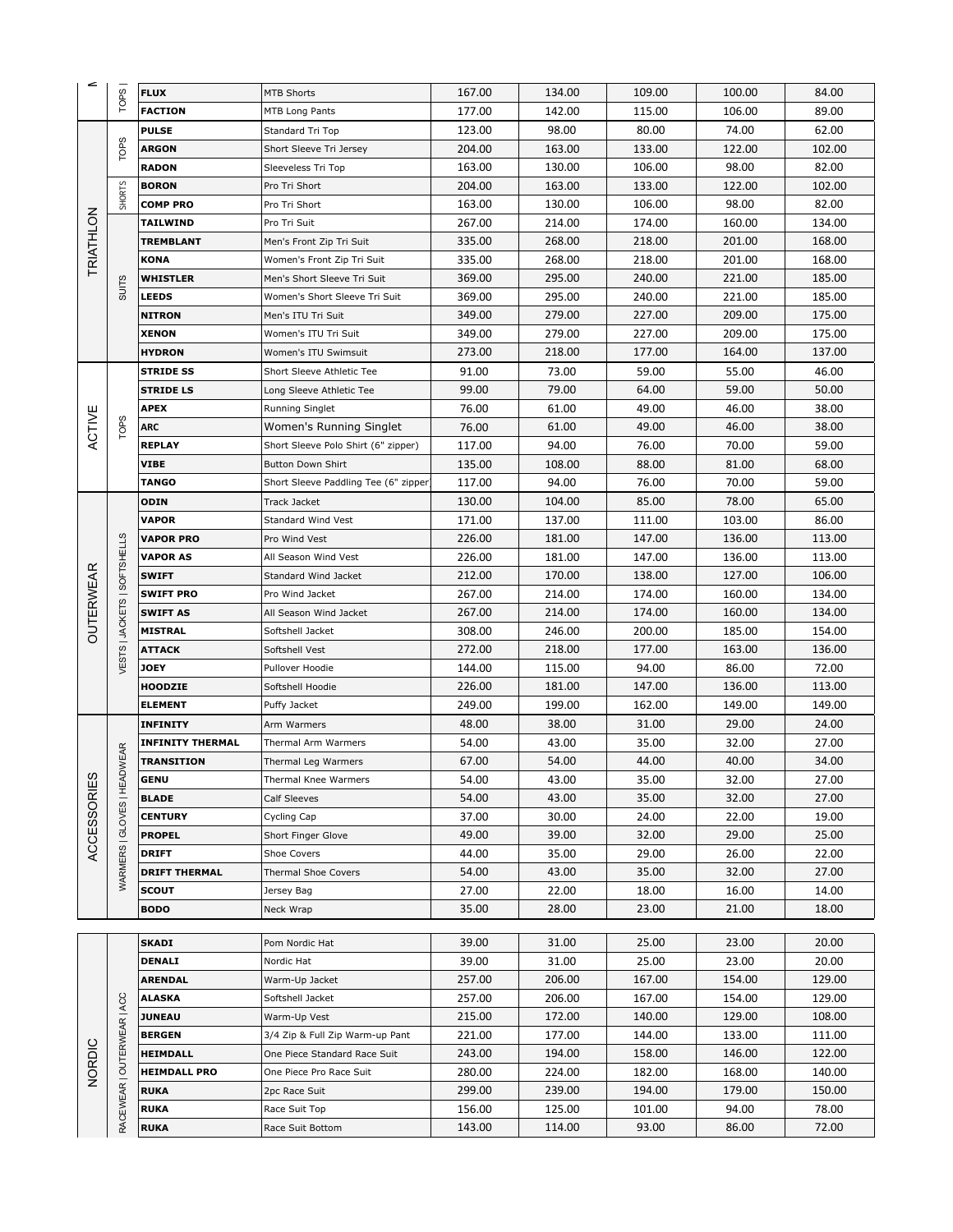| Category | Subcategory | Product | Description | | | | | |
|---|---|---|---|---|---|---|---|---|
| M | TOPS \| | **FLUX** | MTB Shorts | 167.00 | 134.00 | 109.00 | 100.00 | 84.00 |
| | | **FACTION** | MTB Long Pants | 177.00 | 142.00 | 115.00 | 106.00 | 89.00 |
| TRIATHLON | TOPS | **PULSE** | Standard Tri Top | 123.00 | 98.00 | 80.00 | 74.00 | 62.00 |
| | | **ARGON** | Short Sleeve Tri Jersey | 204.00 | 163.00 | 133.00 | 122.00 | 102.00 |
| | | **RADON** | Sleeveless Tri Top | 163.00 | 130.00 | 106.00 | 98.00 | 82.00 |
| | SHORTS | **BORON** | Pro Tri Short | 204.00 | 163.00 | 133.00 | 122.00 | 102.00 |
| | | **COMP PRO** | Pro Tri Short | 163.00 | 130.00 | 106.00 | 98.00 | 82.00 |
| | SUITS | **TAILWIND** | Pro Tri Suit | 267.00 | 214.00 | 174.00 | 160.00 | 134.00 |
| | | **TREMBLANT** | Men's Front Zip Tri Suit | 335.00 | 268.00 | 218.00 | 201.00 | 168.00 |
| | | **KONA** | Women's Front Zip Tri Suit | 335.00 | 268.00 | 218.00 | 201.00 | 168.00 |
| | | **WHISTLER** | Men's Short Sleeve Tri Suit | 369.00 | 295.00 | 240.00 | 221.00 | 185.00 |
| | | **LEEDS** | Women's Short Sleeve Tri Suit | 369.00 | 295.00 | 240.00 | 221.00 | 185.00 |
| | | **NITRON** | Men's ITU Tri Suit | 349.00 | 279.00 | 227.00 | 209.00 | 175.00 |
| | | **XENON** | Women's ITU Tri Suit | 349.00 | 279.00 | 227.00 | 209.00 | 175.00 |
| | | **HYDRON** | Women's ITU Swimsuit | 273.00 | 218.00 | 177.00 | 164.00 | 137.00 |
| ACTIVE | TOPS | **STRIDE SS** | Short Sleeve Athletic Tee | 91.00 | 73.00 | 59.00 | 55.00 | 46.00 |
| | | **STRIDE LS** | Long Sleeve Athletic Tee | 99.00 | 79.00 | 64.00 | 59.00 | 50.00 |
| | | **APEX** | Running Singlet | 76.00 | 61.00 | 49.00 | 46.00 | 38.00 |
| | | **ARC** | Women's Running Singlet | 76.00 | 61.00 | 49.00 | 46.00 | 38.00 |
| | | **REPLAY** | Short Sleeve Polo Shirt (6" zipper) | 117.00 | 94.00 | 76.00 | 70.00 | 59.00 |
| | | **VIBE** | Button Down Shirt | 135.00 | 108.00 | 88.00 | 81.00 | 68.00 |
| | | **TANGO** | Short Sleeve Paddling Tee (6" zipper) | 117.00 | 94.00 | 76.00 | 70.00 | 59.00 |
| OUTERWEAR | VESTS \| JACKETS \| SOFTSHELLS | **ODIN** | Track Jacket | 130.00 | 104.00 | 85.00 | 78.00 | 65.00 |
| | | **VAPOR** | Standard Wind Vest | 171.00 | 137.00 | 111.00 | 103.00 | 86.00 |
| | | **VAPOR PRO** | Pro Wind Vest | 226.00 | 181.00 | 147.00 | 136.00 | 113.00 |
| | | **VAPOR AS** | All Season Wind Vest | 226.00 | 181.00 | 147.00 | 136.00 | 113.00 |
| | | **SWIFT** | Standard Wind Jacket | 212.00 | 170.00 | 138.00 | 127.00 | 106.00 |
| | | **SWIFT PRO** | Pro Wind Jacket | 267.00 | 214.00 | 174.00 | 160.00 | 134.00 |
| | | **SWIFT AS** | All Season Wind Jacket | 267.00 | 214.00 | 174.00 | 160.00 | 134.00 |
| | | **MISTRAL** | Softshell Jacket | 308.00 | 246.00 | 200.00 | 185.00 | 154.00 |
| | | **ATTACK** | Softshell Vest | 272.00 | 218.00 | 177.00 | 163.00 | 136.00 |
| | | **JOEY** | Pullover Hoodie | 144.00 | 115.00 | 94.00 | 86.00 | 72.00 |
| | | **HOODZIE** | Softshell Hoodie | 226.00 | 181.00 | 147.00 | 136.00 | 113.00 |
| | | **ELEMENT** | Puffy Jacket | 249.00 | 199.00 | 162.00 | 149.00 | 149.00 |
| ACCESSORIES | WARMERS \| GLOVES \| HEADWEAR | **INFINITY** | Arm Warmers | 48.00 | 38.00 | 31.00 | 29.00 | 24.00 |
| | | **INFINITY THERMAL** | Thermal Arm Warmers | 54.00 | 43.00 | 35.00 | 32.00 | 27.00 |
| | | **TRANSITION** | Thermal Leg Warmers | 67.00 | 54.00 | 44.00 | 40.00 | 34.00 |
| | | **GENU** | Thermal Knee Warmers | 54.00 | 43.00 | 35.00 | 32.00 | 27.00 |
| | | **BLADE** | Calf Sleeves | 54.00 | 43.00 | 35.00 | 32.00 | 27.00 |
| | | **CENTURY** | Cycling Cap | 37.00 | 30.00 | 24.00 | 22.00 | 19.00 |
| | | **PROPEL** | Short Finger Glove | 49.00 | 39.00 | 32.00 | 29.00 | 25.00 |
| | | **DRIFT** | Shoe Covers | 44.00 | 35.00 | 29.00 | 26.00 | 22.00 |
| | | **DRIFT THERMAL** | Thermal Shoe Covers | 54.00 | 43.00 | 35.00 | 32.00 | 27.00 |
| | | **SCOUT** | Jersey Bag | 27.00 | 22.00 | 18.00 | 16.00 | 14.00 |
| | | **BODO** | Neck Wrap | 35.00 | 28.00 | 23.00 | 21.00 | 18.00 |

| Category | Subcategory | Product | Description | | | | | |
|---|---|---|---|---|---|---|---|---|
| NORDIC | RACEWEAR \| OUTERWEAR \| ACC | **SKADI** | Pom Nordic Hat | 39.00 | 31.00 | 25.00 | 23.00 | 20.00 |
| | | **DENALI** | Nordic Hat | 39.00 | 31.00 | 25.00 | 23.00 | 20.00 |
| | | **ARENDAL** | Warm-Up Jacket | 257.00 | 206.00 | 167.00 | 154.00 | 129.00 |
| | | **ALASKA** | Softshell Jacket | 257.00 | 206.00 | 167.00 | 154.00 | 129.00 |
| | | **JUNEAU** | Warm-Up Vest | 215.00 | 172.00 | 140.00 | 129.00 | 108.00 |
| | | **BERGEN** | 3/4 Zip & Full Zip Warm-up Pant | 221.00 | 177.00 | 144.00 | 133.00 | 111.00 |
| | | **HEIMDALL** | One Piece Standard Race Suit | 243.00 | 194.00 | 158.00 | 146.00 | 122.00 |
| | | **HEIMDALL PRO** | One Piece Pro Race Suit | 280.00 | 224.00 | 182.00 | 168.00 | 140.00 |
| | | **RUKA** | 2pc Race Suit | 299.00 | 239.00 | 194.00 | 179.00 | 150.00 |
| | | **RUKA** | Race Suit Top | 156.00 | 125.00 | 101.00 | 94.00 | 78.00 |
| | | **RUKA** | Race Suit Bottom | 143.00 | 114.00 | 93.00 | 86.00 | 72.00 |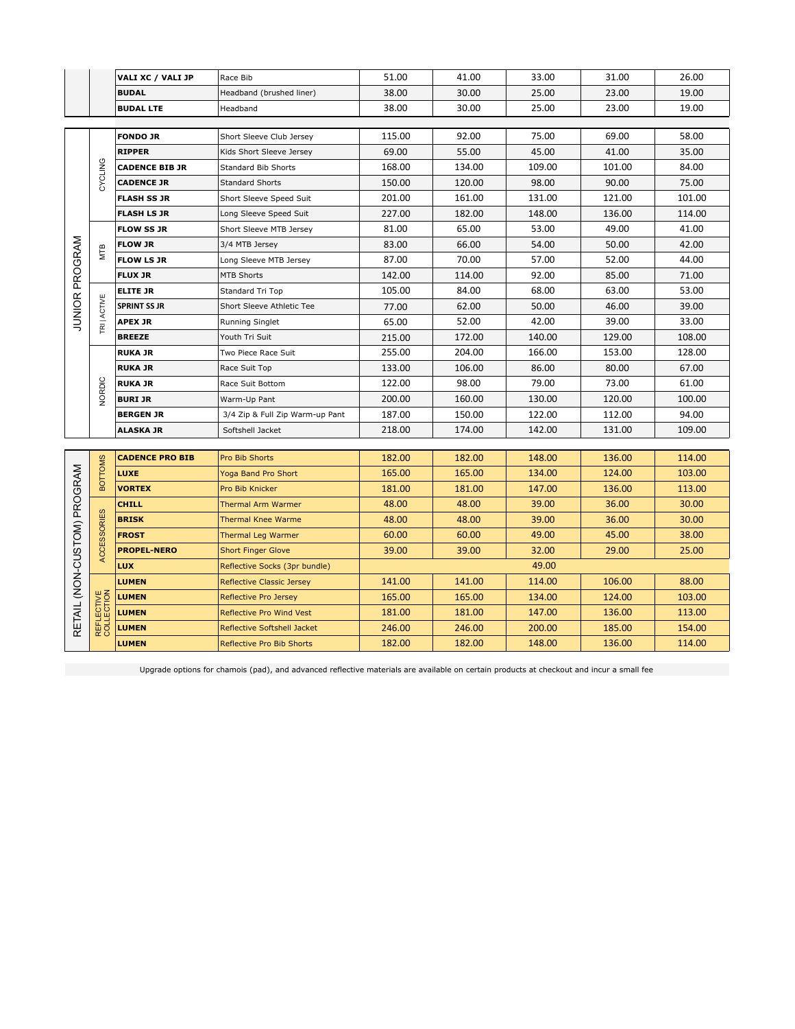| | | | | | | | | |
|---|---|---|---|---|---|---|---|---|
| | | **VALI XC / VALI JP** | Race Bib | 51.00 | 41.00 | 33.00 | 31.00 | 26.00 |
| | | **BUDAL** | Headband (brushed liner) | 38.00 | 30.00 | 25.00 | 23.00 | 19.00 |
| | | **BUDAL LTE** | Headband | 38.00 | 30.00 | 25.00 | 23.00 | 19.00 |

| | | | | | | | | |
|---|---|---|---|---|---|---|---|---|
| JUNIOR PROGRAM | CYCLING | **FONDO JR** | Short Sleeve Club Jersey | 115.00 | 92.00 | 75.00 | 69.00 | 58.00 |
| | | **RIPPER** | Kids Short Sleeve Jersey | 69.00 | 55.00 | 45.00 | 41.00 | 35.00 |
| | | **CADENCE BIB JR** | Standard Bib Shorts | 168.00 | 134.00 | 109.00 | 101.00 | 84.00 |
| | | **CADENCE JR** | Standard Shorts | 150.00 | 120.00 | 98.00 | 90.00 | 75.00 |
| | | **FLASH SS JR** | Short Sleeve Speed Suit | 201.00 | 161.00 | 131.00 | 121.00 | 101.00 |
| | | **FLASH LS JR** | Long Sleeve Speed Suit | 227.00 | 182.00 | 148.00 | 136.00 | 114.00 |
| | MTB | **FLOW SS JR** | Short Sleeve MTB Jersey | 81.00 | 65.00 | 53.00 | 49.00 | 41.00 |
| | | **FLOW JR** | 3/4 MTB Jersey | 83.00 | 66.00 | 54.00 | 50.00 | 42.00 |
| | | **FLOW LS JR** | Long Sleeve MTB Jersey | 87.00 | 70.00 | 57.00 | 52.00 | 44.00 |
| | | **FLUX JR** | MTB Shorts | 142.00 | 114.00 | 92.00 | 85.00 | 71.00 |
| | TRI \| ACTIVE | **ELITE JR** | Standard Tri Top | 105.00 | 84.00 | 68.00 | 63.00 | 53.00 |
| | | **SPRINT SS JR** | Short Sleeve Athletic Tee | 77.00 | 62.00 | 50.00 | 46.00 | 39.00 |
| | | **APEX JR** | Running Singlet | 65.00 | 52.00 | 42.00 | 39.00 | 33.00 |
| | | **BREEZE** | Youth Tri Suit | 215.00 | 172.00 | 140.00 | 129.00 | 108.00 |
| | NORDIC | **RUKA JR** | Two Piece Race Suit | 255.00 | 204.00 | 166.00 | 153.00 | 128.00 |
| | | **RUKA JR** | Race Suit Top | 133.00 | 106.00 | 86.00 | 80.00 | 67.00 |
| | | **RUKA JR** | Race Suit Bottom | 122.00 | 98.00 | 79.00 | 73.00 | 61.00 |
| | | **BURI JR** | Warm-Up Pant | 200.00 | 160.00 | 130.00 | 120.00 | 100.00 |
| | | **BERGEN JR** | 3/4 Zip & Full Zip Warm-up Pant | 187.00 | 150.00 | 122.00 | 112.00 | 94.00 |
| | | **ALASKA JR** | Softshell Jacket | 218.00 | 174.00 | 142.00 | 131.00 | 109.00 |

| | | | | | | | | |
|---|---|---|---|---|---|---|---|---|
| RETAIL (NON-CUSTOM) PROGRAM | BOTTOMS | **CADENCE PRO BIB** | Pro Bib Shorts | 182.00 | 182.00 | 148.00 | 136.00 | 114.00 |
| | | **LUXE** | Yoga Band Pro Short | 165.00 | 165.00 | 134.00 | 124.00 | 103.00 |
| | | **VORTEX** | Pro Bib Knicker | 181.00 | 181.00 | 147.00 | 136.00 | 113.00 |
| | ACCESSORIES | **CHILL** | Thermal Arm Warmer | 48.00 | 48.00 | 39.00 | 36.00 | 30.00 |
| | | **BRISK** | Thermal Knee Warme | 48.00 | 48.00 | 39.00 | 36.00 | 30.00 |
| | | **FROST** | Thermal Leg Warmer | 60.00 | 60.00 | 49.00 | 45.00 | 38.00 |
| | | **PROPEL-NERO** | Short Finger Glove | 39.00 | 39.00 | 32.00 | 29.00 | 25.00 |
| | | **LUX** | Reflective Socks (3pr bundle) | | | 49.00 | | |
| | REFLECTIVE COLLECTION | **LUMEN** | Reflective Classic Jersey | 141.00 | 141.00 | 114.00 | 106.00 | 88.00 |
| | | **LUMEN** | Reflective Pro Jersey | 165.00 | 165.00 | 134.00 | 124.00 | 103.00 |
| | | **LUMEN** | Reflective Pro Wind Vest | 181.00 | 181.00 | 147.00 | 136.00 | 113.00 |
| | | **LUMEN** | Reflective Softshell Jacket | 246.00 | 246.00 | 200.00 | 185.00 | 154.00 |
| | | **LUMEN** | Reflective Pro Bib Shorts | 182.00 | 182.00 | 148.00 | 136.00 | 114.00 |

Upgrade options for chamois (pad), and advanced reflective materials are available on certain products at checkout and incur a small fee